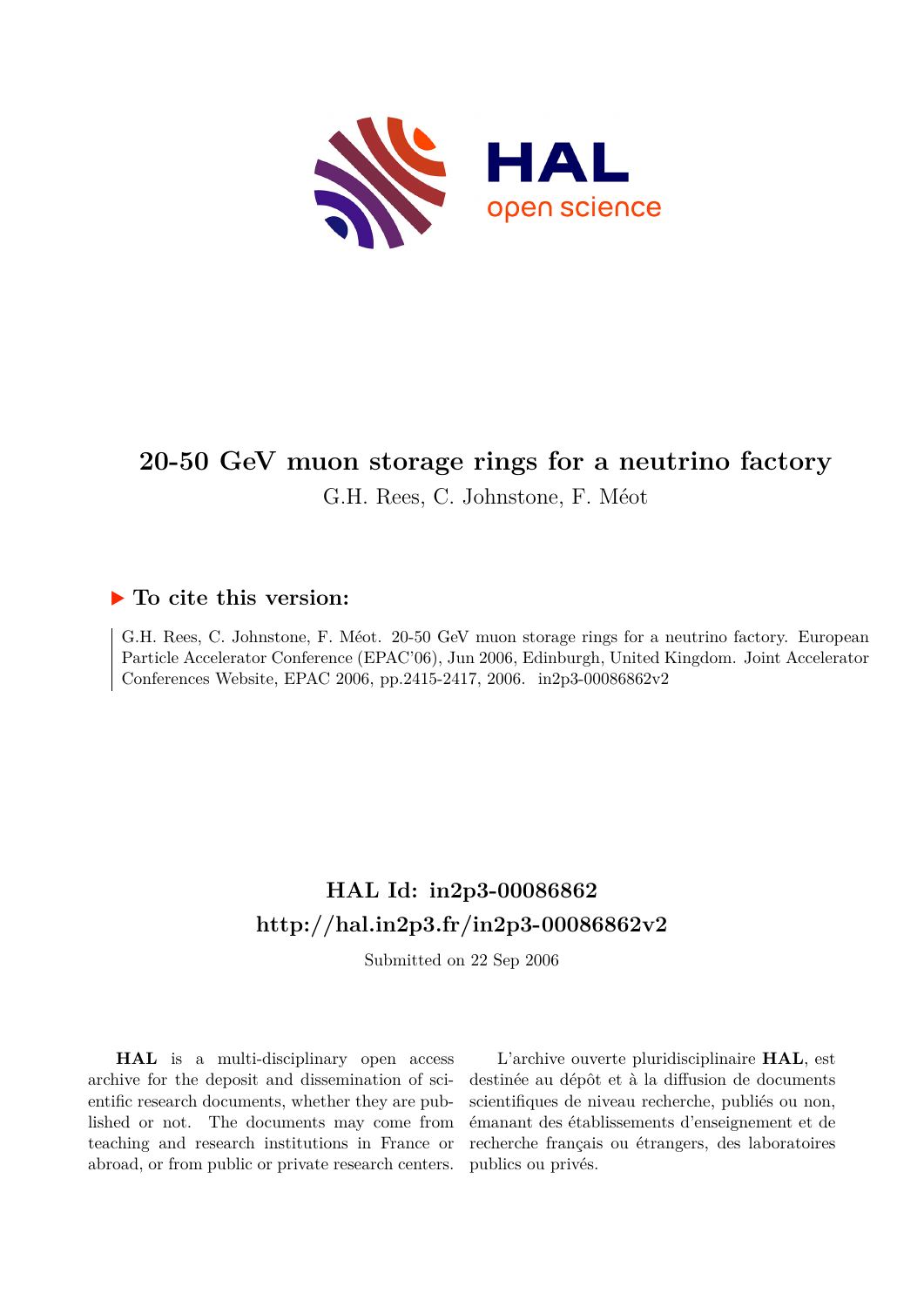# 20-50 GeV muon storage rings for a neutrino factory

G.H. Rees, C. Johnstone, F. Méot

## ▶ To cite this version:

G.H. Rees, C. Johnstone, F. Méot. 20-50 GeV muon storage rings for a neutrino factory. European Particle Accelerator Conference (EPAC'06), Jun 2006, Edinburgh, United Kingdom. Joint Accelerator Conferences Website, EPAC 2006, pp.2415-2417, 2006. in2p3-00086862v2

## HAL Id: in2p3-00086862
## http://hal.in2p3.fr/in2p3-00086862v2

Submitted on 22 Sep 2006

**HAL** is a multi-disciplinary open access archive for the deposit and dissemination of scientific research documents, whether they are published or not. The documents may come from teaching and research institutions in France or abroad, or from public or private research centers.

L'archive ouverte pluridisciplinaire **HAL**, est destinée au dépôt et à la diffusion de documents scientifiques de niveau recherche, publiés ou non, émanant des établissements d'enseignement et de recherche français ou étrangers, des laboratoires publics ou privés.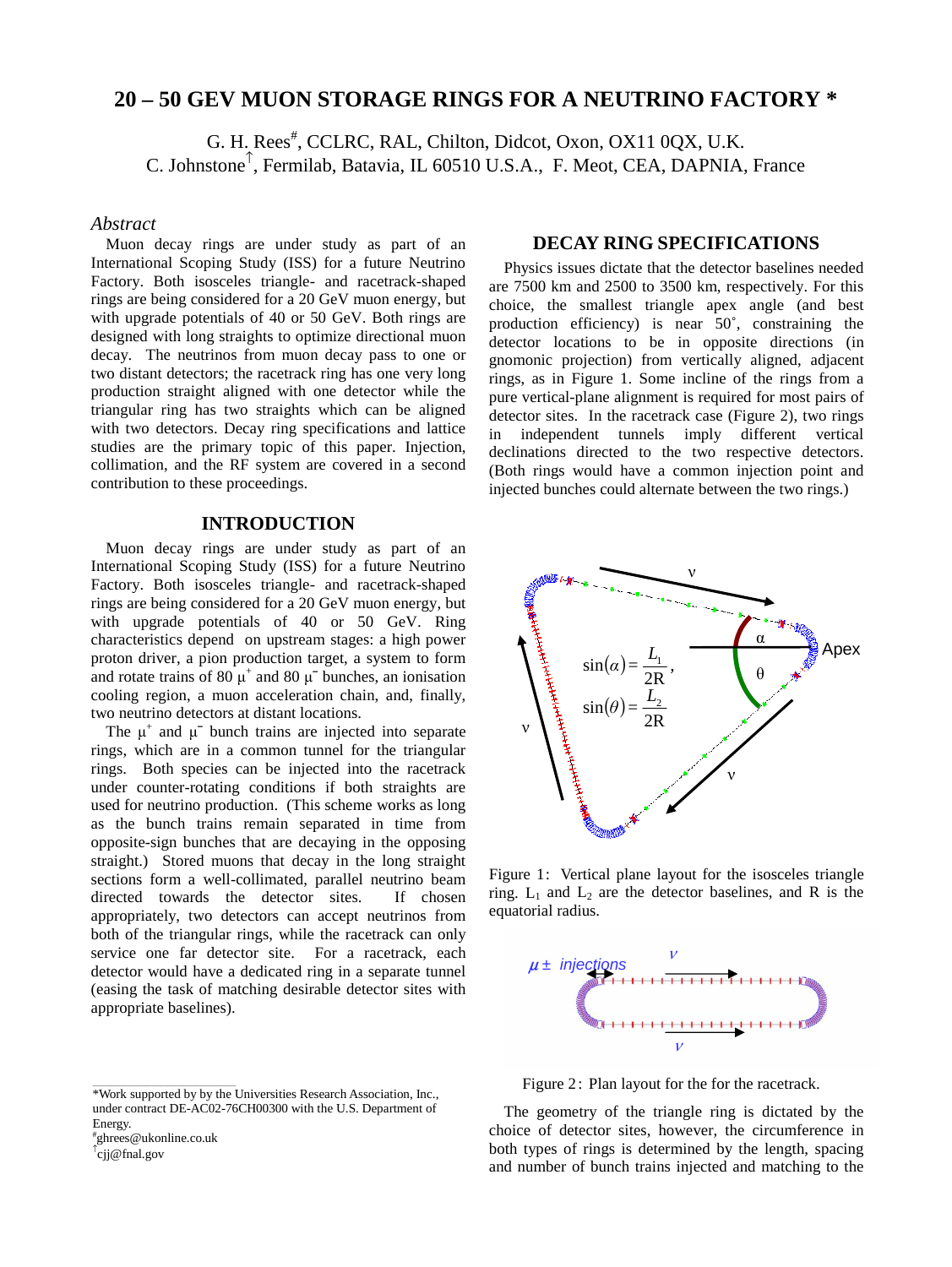# 20 – 50 GEV MUON STORAGE RINGS FOR A NEUTRINO FACTORY *

G. H. Rees[#], CCLRC, RAL, Chilton, Didcot, Oxon, OX11 0QX, U.K.
C. Johnstone[↑], Fermilab, Batavia, IL 60510 U.S.A., F. Meot, CEA, DAPNIA, France

### *Abstract*

Muon decay rings are under study as part of an International Scoping Study (ISS) for a future Neutrino Factory. Both isosceles triangle- and racetrack-shaped rings are being considered for a 20 GeV muon energy, but with upgrade potentials of 40 or 50 GeV. Both rings are designed with long straights to optimize directional muon decay. The neutrinos from muon decay pass to one or two distant detectors; the racetrack ring has one very long production straight aligned with one detector while the triangular ring has two straights which can be aligned with two detectors. Decay ring specifications and lattice studies are the primary topic of this paper. Injection, collimation, and the RF system are covered in a second contribution to these proceedings.

## INTRODUCTION

Muon decay rings are under study as part of an International Scoping Study (ISS) for a future Neutrino Factory. Both isosceles triangle- and racetrack-shaped rings are being considered for a 20 GeV muon energy, but with upgrade potentials of 40 or 50 GeV. Ring characteristics depend on upstream stages: a high power proton driver, a pion production target, a system to form and rotate trains of 80 $\mu^+$ and 80 $\mu^-$ bunches, an ionisation cooling region, a muon acceleration chain, and, finally, two neutrino detectors at distant locations.

The $\mu^+$ and $\mu^-$ bunch trains are injected into separate rings, which are in a common tunnel for the triangular rings. Both species can be injected into the racetrack under counter-rotating conditions if both straights are used for neutrino production. (This scheme works as long as the bunch trains remain separated in time from opposite-sign bunches that are decaying in the opposing straight.) Stored muons that decay in the long straight sections form a well-collimated, parallel neutrino beam directed towards the detector sites. If chosen appropriately, two detectors can accept neutrinos from both of the triangular rings, while the racetrack can only service one far detector site. For a racetrack, each detector would have a dedicated ring in a separate tunnel (easing the task of matching desirable detector sites with appropriate baselines).

## DECAY RING SPECIFICATIONS

Physics issues dictate that the detector baselines needed are 7500 km and 2500 to 3500 km, respectively. For this choice, the smallest triangle apex angle (and best production efficiency) is near 50˚, constraining the detector locations to be in opposite directions (in gnomonic projection) from vertically aligned, adjacent rings, as in Figure 1. Some incline of the rings from a pure vertical-plane alignment is required for most pairs of detector sites. In the racetrack case (Figure 2), two rings in independent tunnels imply different vertical declinations directed to the two respective detectors. (Both rings would have a common injection point and injected bunches could alternate between the two rings.)

$$\sin(\alpha) = \frac{L_1}{2R}, \quad \sin(\theta) = \frac{L_2}{2R}$$

Figure 1: Vertical plane layout for the isosceles triangle ring. $L_1$ and $L_2$ are the detector baselines, and R is the equatorial radius.

Figure 2: Plan layout for the for the racetrack.

The geometry of the triangle ring is dictated by the choice of detector sites, however, the circumference in both types of rings is determined by the length, spacing and number of bunch trains injected and matching to the

---

*Work supported by by the Universities Research Association, Inc., under contract DE-AC02-76CH00300 with the U.S. Department of Energy.
[#]ghrees@ukonline.co.uk
[↑]cjj@fnal.gov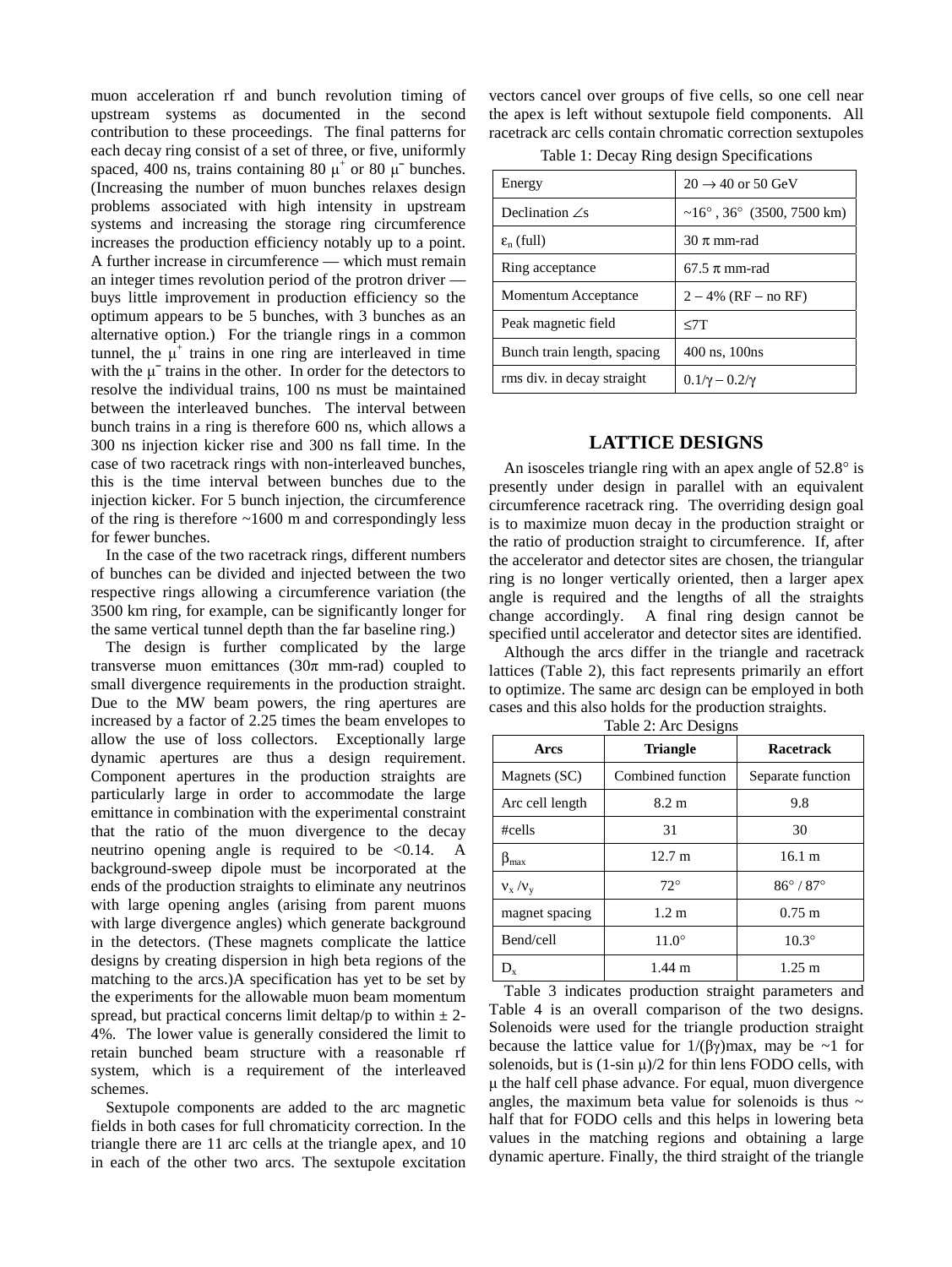muon acceleration rf and bunch revolution timing of upstream systems as documented in the second contribution to these proceedings. The final patterns for each decay ring consist of a set of three, or five, uniformly spaced, 400 ns, trains containing 80 $\mu^+$ or 80 $\mu^-$ bunches. (Increasing the number of muon bunches relaxes design problems associated with high intensity in upstream systems and increasing the storage ring circumference increases the production efficiency notably up to a point. A further increase in circumference — which must remain an integer times revolution period of the protron driver — buys little improvement in production efficiency so the optimum appears to be 5 bunches, with 3 bunches as an alternative option.) For the triangle rings in a common tunnel, the $\mu^+$ trains in one ring are interleaved in time with the $\mu^-$ trains in the other. In order for the detectors to resolve the individual trains, 100 ns must be maintained between the interleaved bunches. The interval between bunch trains in a ring is therefore 600 ns, which allows a 300 ns injection kicker rise and 300 ns fall time. In the case of two racetrack rings with non-interleaved bunches, this is the time interval between bunches due to the injection kicker. For 5 bunch injection, the circumference of the ring is therefore ~1600 m and correspondingly less for fewer bunches.

In the case of the two racetrack rings, different numbers of bunches can be divided and injected between the two respective rings allowing a circumference variation (the 3500 km ring, for example, can be significantly longer for the same vertical tunnel depth than the far baseline ring.)

The design is further complicated by the large transverse muon emittances (30π mm-rad) coupled to small divergence requirements in the production straight. Due to the MW beam powers, the ring apertures are increased by a factor of 2.25 times the beam envelopes to allow the use of loss collectors. Exceptionally large dynamic apertures are thus a design requirement. Component apertures in the production straights are particularly large in order to accommodate the large emittance in combination with the experimental constraint that the ratio of the muon divergence to the decay neutrino opening angle is required to be <0.14. A background-sweep dipole must be incorporated at the ends of the production straights to eliminate any neutrinos with large opening angles (arising from parent muons with large divergence angles) which generate background in the detectors. (These magnets complicate the lattice designs by creating dispersion in high beta regions of the matching to the arcs.)A specification has yet to be set by the experiments for the allowable muon beam momentum spread, but practical concerns limit deltap/p to within ± 2-4%. The lower value is generally considered the limit to retain bunched beam structure with a reasonable rf system, which is a requirement of the interleaved schemes.

Sextupole components are added to the arc magnetic fields in both cases for full chromaticity correction. In the triangle there are 11 arc cells at the triangle apex, and 10 in each of the other two arcs. The sextupole excitation vectors cancel over groups of five cells, so one cell near the apex is left without sextupole field components. All racetrack arc cells contain chromatic correction sextupoles

Table 1: Decay Ring design Specifications

| | |
|---|---|
| Energy | 20 → 40 or 50 GeV |
| Declination ∠s | ~16° , 36° (3500, 7500 km) |
| $\varepsilon_n$ (full) | 30 π mm-rad |
| Ring acceptance | 67.5 π mm-rad |
| Momentum Acceptance | 2 – 4% (RF – no RF) |
| Peak magnetic field | ≤7T |
| Bunch train length, spacing | 400 ns, 100ns |
| rms div. in decay straight | $0.1/\gamma – 0.2/\gamma$ |

## LATTICE DESIGNS

An isosceles triangle ring with an apex angle of 52.8° is presently under design in parallel with an equivalent circumference racetrack ring. The overriding design goal is to maximize muon decay in the production straight or the ratio of production straight to circumference. If, after the accelerator and detector sites are chosen, the triangular ring is no longer vertically oriented, then a larger apex angle is required and the lengths of all the straights change accordingly. A final ring design cannot be specified until accelerator and detector sites are identified.

Although the arcs differ in the triangle and racetrack lattices (Table 2), this fact represents primarily an effort to optimize. The same arc design can be employed in both cases and this also holds for the production straights.

Table 2: Arc Designs

| Arcs | Triangle | Racetrack |
|---|---|---|
| Magnets (SC) | Combined function | Separate function |
| Arc cell length | 8.2 m | 9.8 |
| #cells | 31 | 30 |
| $\beta_{max}$ | 12.7 m | 16.1 m |
| $\nu_x / \nu_y$ | 72° | 86° / 87° |
| magnet spacing | 1.2 m | 0.75 m |
| Bend/cell | 11.0° | 10.3° |
| $D_x$ | 1.44 m | 1.25 m |

Table 3 indicates production straight parameters and Table 4 is an overall comparison of the two designs. Solenoids were used for the triangle production straight because the lattice value for $1/(\beta\gamma)$max, may be ~1 for solenoids, but is $(1\text{-}\sin\mu)/2$ for thin lens FODO cells, with μ the half cell phase advance. For equal, muon divergence angles, the maximum beta value for solenoids is thus ~ half that for FODO cells and this helps in lowering beta values in the matching regions and obtaining a large dynamic aperture. Finally, the third straight of the triangle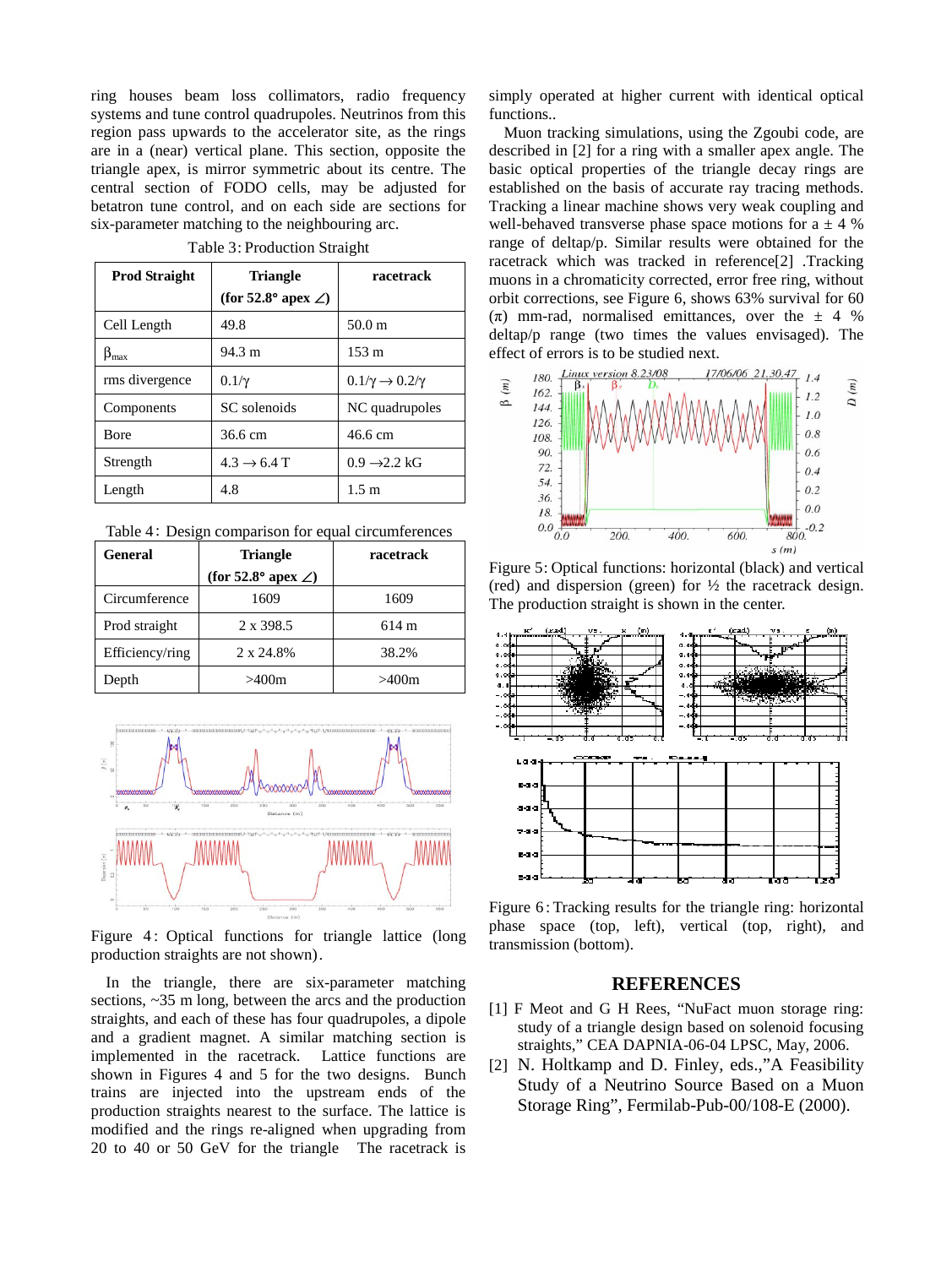ring houses beam loss collimators, radio frequency systems and tune control quadrupoles. Neutrinos from this region pass upwards to the accelerator site, as the rings are in a (near) vertical plane. This section, opposite the triangle apex, is mirror symmetric about its centre. The central section of FODO cells, may be adjusted for betatron tune control, and on each side are sections for six-parameter matching to the neighbouring arc.

Table 3: Production Straight

| Prod Straight | Triangle (for 52.8° apex ∠) | racetrack |
|---|---|---|
| Cell Length | 49.8 | 50.0 m |
| $\beta_{max}$ | 94.3 m | 153 m |
| rms divergence | $0.1/\gamma$ | $0.1/\gamma \rightarrow 0.2/\gamma$ |
| Components | SC solenoids | NC quadrupoles |
| Bore | 36.6 cm | 46.6 cm |
| Strength | $4.3 \rightarrow 6.4$ T | $0.9 \rightarrow 2.2$ kG |
| Length | 4.8 | 1.5 m |

Table 4: Design comparison for equal circumferences

| General | Triangle (for 52.8° apex ∠) | racetrack |
|---|---|---|
| Circumference | 1609 | 1609 |
| Prod straight | 2 x 398.5 | 614 m |
| Efficiency/ring | 2 x 24.8% | 38.2% |
| Depth | >400m | >400m |

Figure 4: Optical functions for triangle lattice (long production straights are not shown).

In the triangle, there are six-parameter matching sections, ~35 m long, between the arcs and the production straights, and each of these has four quadrupoles, a dipole and a gradient magnet. A similar matching section is implemented in the racetrack. Lattice functions are shown in Figures 4 and 5 for the two designs. Bunch trains are injected into the upstream ends of the production straights nearest to the surface. The lattice is modified and the rings re-aligned when upgrading from 20 to 40 or 50 GeV for the triangle The racetrack is simply operated at higher current with identical optical functions..

Muon tracking simulations, using the Zgoubi code, are described in [2] for a ring with a smaller apex angle. The basic optical properties of the triangle decay rings are established on the basis of accurate ray tracing methods. Tracking a linear machine shows very weak coupling and well-behaved transverse phase space motions for a ± 4 % range of deltap/p. Similar results were obtained for the racetrack which was tracked in reference[2] .Tracking muons in a chromaticity corrected, error free ring, without orbit corrections, see Figure 6, shows 63% survival for 60 ($\pi$) mm-rad, normalised emittances, over the ± 4 % deltap/p range (two times the values envisaged). The effect of errors is to be studied next.

Figure 5: Optical functions: horizontal (black) and vertical (red) and dispersion (green) for ½ the racetrack design. The production straight is shown in the center.

Figure 6: Tracking results for the triangle ring: horizontal phase space (top, left), vertical (top, right), and transmission (bottom).

## REFERENCES

[1] F Meot and G H Rees, "NuFact muon storage ring: study of a triangle design based on solenoid focusing straights," CEA DAPNIA-06-04 LPSC, May, 2006.

[2] N. Holtkamp and D. Finley, eds.,"A Feasibility Study of a Neutrino Source Based on a Muon Storage Ring", Fermilab-Pub-00/108-E (2000).